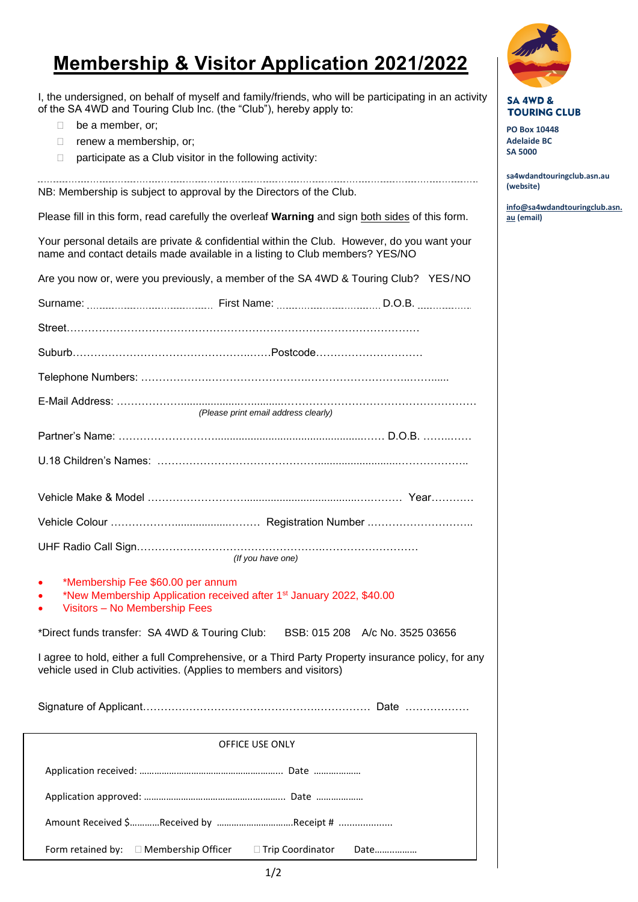# Membership & Visitor Application 2021/2022

**SA 4WD & TOURING CLUB**

**PO Box 10448**
**Adelaide BC**
**SA 5000**

**sa4wdandtouringclub.asn.au (website)**

**info@sa4wdandtouringclub.asn.au (email)**

I, the undersigned, on behalf of myself and family/friends, who will be participating in an activity of the SA 4WD and Touring Club Inc. (the "Club"), hereby apply to:

- ☐ be a member, or;
- ☐ renew a membership, or;
- ☐ participate as a Club visitor in the following activity:

..................................................................................................................................................

NB: Membership is subject to approval by the Directors of the Club.

Please fill in this form, read carefully the overleaf **Warning** and sign both sides of this form.

Your personal details are private & confidential within the Club. However, do you want your name and contact details made available in a listing to Club members? YES/NO

Are you now or, were you previously, a member of the SA 4WD & Touring Club? YES/NO

Surname: .......................................... First Name: .................................. D.O.B. ................

Street………………………………………………………………………………………

Suburb……………………………………………..……Postcode…………………………

Telephone Numbers: ………………….…………………………….………………………..……......

E-Mail Address: ………………...................…...........………………………………………………
*(Please print email address clearly)*

Partner's Name: ………………………...................................................…… D.O.B. ……..……

U.18 Children's Names: ………………………………………...........................………………..

Vehicle Make & Model ………………………...................................…………  Year…………

Vehicle Colour ……………….................……… Registration Number ………………………..

UHF Radio Call Sign……………………………………………….…………………….
*(If you have one)*

- *Membership Fee $60.00 per annum
- *New Membership Application received after 1st January 2022, $40.00
- Visitors – No Membership Fees

*Direct funds transfer: SA 4WD & Touring Club: BSB: 015 208 A/c No. 3525 03656

I agree to hold, either a full Comprehensive, or a Third Party Property insurance policy, for any vehicle used in Club activities. (Applies to members and visitors)

Signature of Applicant…………………………………………….…………… Date ………………

---

OFFICE USE ONLY

Application received: ……………………………………………….. Date ……………….

Application approved: ……………………………………………… Date ……………….

Amount Received $…………Received by …………………………Receipt # ………………..

Form retained by: ☐ Membership Officer ☐ Trip Coordinator Date……………..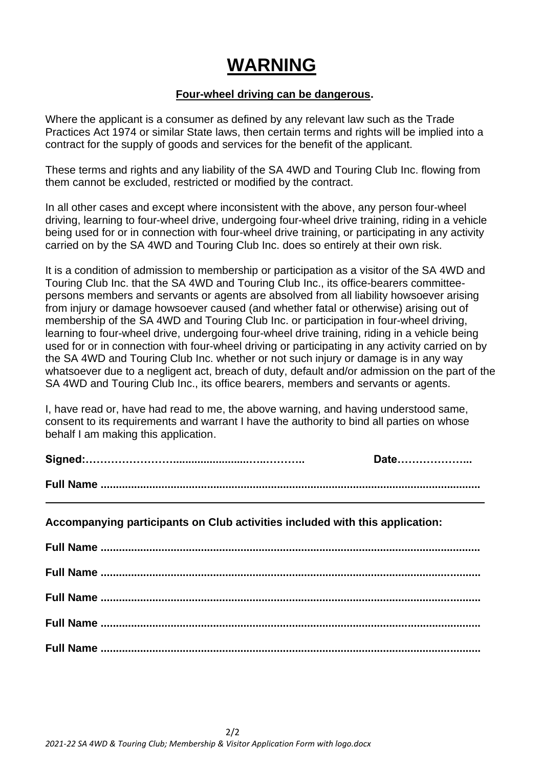# WARNING

**Four-wheel driving can be dangerous.**

Where the applicant is a consumer as defined by any relevant law such as the Trade Practices Act 1974 or similar State laws, then certain terms and rights will be implied into a contract for the supply of goods and services for the benefit of the applicant.

These terms and rights and any liability of the SA 4WD and Touring Club Inc. flowing from them cannot be excluded, restricted or modified by the contract.

In all other cases and except where inconsistent with the above, any person four-wheel driving, learning to four-wheel drive, undergoing four-wheel drive training, riding in a vehicle being used for or in connection with four-wheel drive training, or participating in any activity carried on by the SA 4WD and Touring Club Inc. does so entirely at their own risk.

It is a condition of admission to membership or participation as a visitor of the SA 4WD and Touring Club Inc. that the SA 4WD and Touring Club Inc., its office-bearers committee-persons members and servants or agents are absolved from all liability howsoever arising from injury or damage howsoever caused (and whether fatal or otherwise) arising out of membership of the SA 4WD and Touring Club Inc. or participation in four-wheel driving, learning to four-wheel drive, undergoing four-wheel drive training, riding in a vehicle being used for or in connection with four-wheel driving or participating in any activity carried on by the SA 4WD and Touring Club Inc. whether or not such injury or damage is in any way whatsoever due to a negligent act, breach of duty, default and/or admission on the part of the SA 4WD and Touring Club Inc., its office bearers, members and servants or agents.

I, have read or, have had read to me, the above warning, and having understood same, consent to its requirements and warrant I have the authority to bind all parties on whose behalf I am making this application.

**Signed:……………………........................…..……….. Date………………..**

**Full Name ..........................................................................................................**

---

**Accompanying participants on Club activities included with this application:**

**Full Name ..........................................................................................................**

**Full Name ..........................................................................................................**

**Full Name ..........................................................................................................**

**Full Name ..........................................................................................................**

**Full Name ..........................................................................................................**

*2021-22 SA 4WD & Touring Club; Membership & Visitor Application Form with logo.docx*